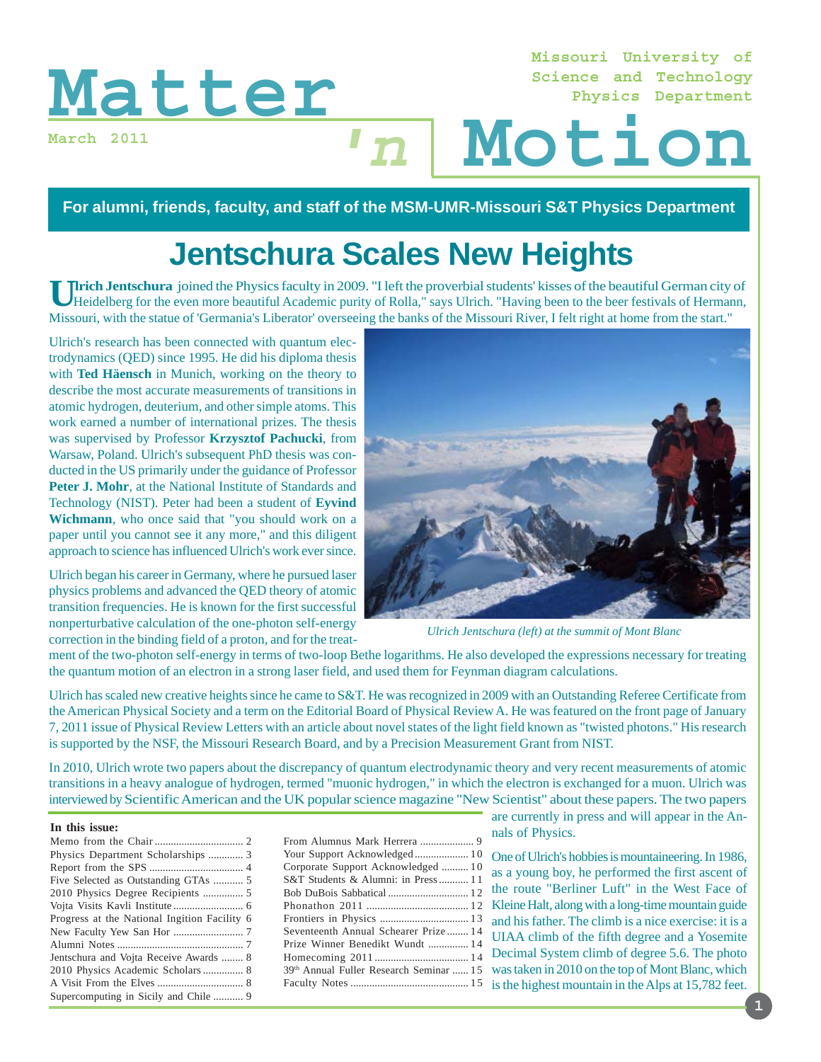# Matter 'n Motion

March 2011

Missouri University of Science and Technology Physics Department

**For alumni, friends, faculty, and staff of the MSM-UMR-Missouri S&T Physics Department**

## Jentschura Scales New Heights

**Ulrich Jentschura** joined the Physics faculty in 2009. "I left the proverbial students' kisses of the beautiful German city of Heidelberg for the even more beautiful Academic purity of Rolla," says Ulrich. "Having been to the beer festivals of Hermann, Missouri, with the statue of 'Germania's Liberator' overseeing the banks of the Missouri River, I felt right at home from the start."

Ulrich's research has been connected with quantum electrodynamics (QED) since 1995. He did his diploma thesis with **Ted Häensch** in Munich, working on the theory to describe the most accurate measurements of transitions in atomic hydrogen, deuterium, and other simple atoms. This work earned a number of international prizes. The thesis was supervised by Professor **Krzystof Pachucki**, from Warsaw, Poland. Ulrich's subsequent PhD thesis was conducted in the US primarily under the guidance of Professor **Peter J. Mohr**, at the National Institute of Standards and Technology (NIST). Peter had been a student of **Eyvind Wichmann**, who once said that "you should work on a paper until you cannot see it any more," and this diligent approach to science has influenced Ulrich's work ever since.

*Ulrich Jentschura (left) at the summit of Mont Blanc*

Ulrich began his career in Germany, where he pursued laser physics problems and advanced the QED theory of atomic transition frequencies. He is known for the first successful nonperturbative calculation of the one-photon self-energy correction in the binding field of a proton, and for the treatment of the two-photon self-energy in terms of two-loop Bethe logarithms. He also developed the expressions necessary for treating the quantum motion of an electron in a strong laser field, and used them for Feynman diagram calculations.

Ulrich has scaled new creative heights since he came to S&T. He was recognized in 2009 with an Outstanding Referee Certificate from the American Physical Society and a term on the Editorial Board of Physical Review A. He was featured on the front page of January 7, 2011 issue of Physical Review Letters with an article about novel states of the light field known as "twisted photons." His research is supported by the NSF, the Missouri Research Board, and by a Precision Measurement Grant from NIST.

In 2010, Ulrich wrote two papers about the discrepancy of quantum electrodynamic theory and very recent measurements of atomic transitions in a heavy analogue of hydrogen, termed "muonic hydrogen," in which the electron is exchanged for a muon. Ulrich was interviewed by Scientific American and the UK popular science magazine "New Scientist" about these papers. The two papers are currently in press and will appear in the Annals of Physics.

One of Ulrich's hobbies is mountaineering. In 1986, as a young boy, he performed the first ascent of the route "Berliner Luft" in the West Face of Kleine Halt, along with a long-time mountain guide and his father. The climb is a nice exercise: it is a UIAA climb of the fifth degree and a Yosemite Decimal System climb of degree 5.6. The photo was taken in 2010 on the top of Mont Blanc, which is the highest mountain in the Alps at 15,782 feet.

**In this issue:**

- Memo from the Chair ........ 2
- Physics Department Scholarships ........ 3
- Report from the SPS ........ 4
- Five Selected as Outstanding GTAs ........ 5
- 2010 Physics Degree Recipients ........ 5
- Vojta Visits Kavli Institute ........ 6
- Progress at the National Ingition Facility ........ 6
- New Faculty Yew San Hor ........ 7
- Alumni Notes ........ 7
- Jentschura and Vojta Receive Awards ........ 8
- 2010 Physics Academic Scholars ........ 8
- A Visit From the Elves ........ 8
- Supercomputing in Sicily and Chile ........ 9
- From Alumnus Mark Herrera ........ 9
- Your Support Acknowledged ........ 10
- Corporate Support Acknowledged ........ 10
- S&T Students & Alumni: in Press ........ 11
- Bob DuBois Sabbatical ........ 12
- Phonathon 2011 ........ 12
- Frontiers in Physics ........ 13
- Seventeenth Annual Schearer Prize ........ 14
- Prize Winner Benedikt Wundt ........ 14
- Homecoming 2011 ........ 14
- 39th Annual Fuller Research Seminar ........ 15
- Faculty Notes ........ 15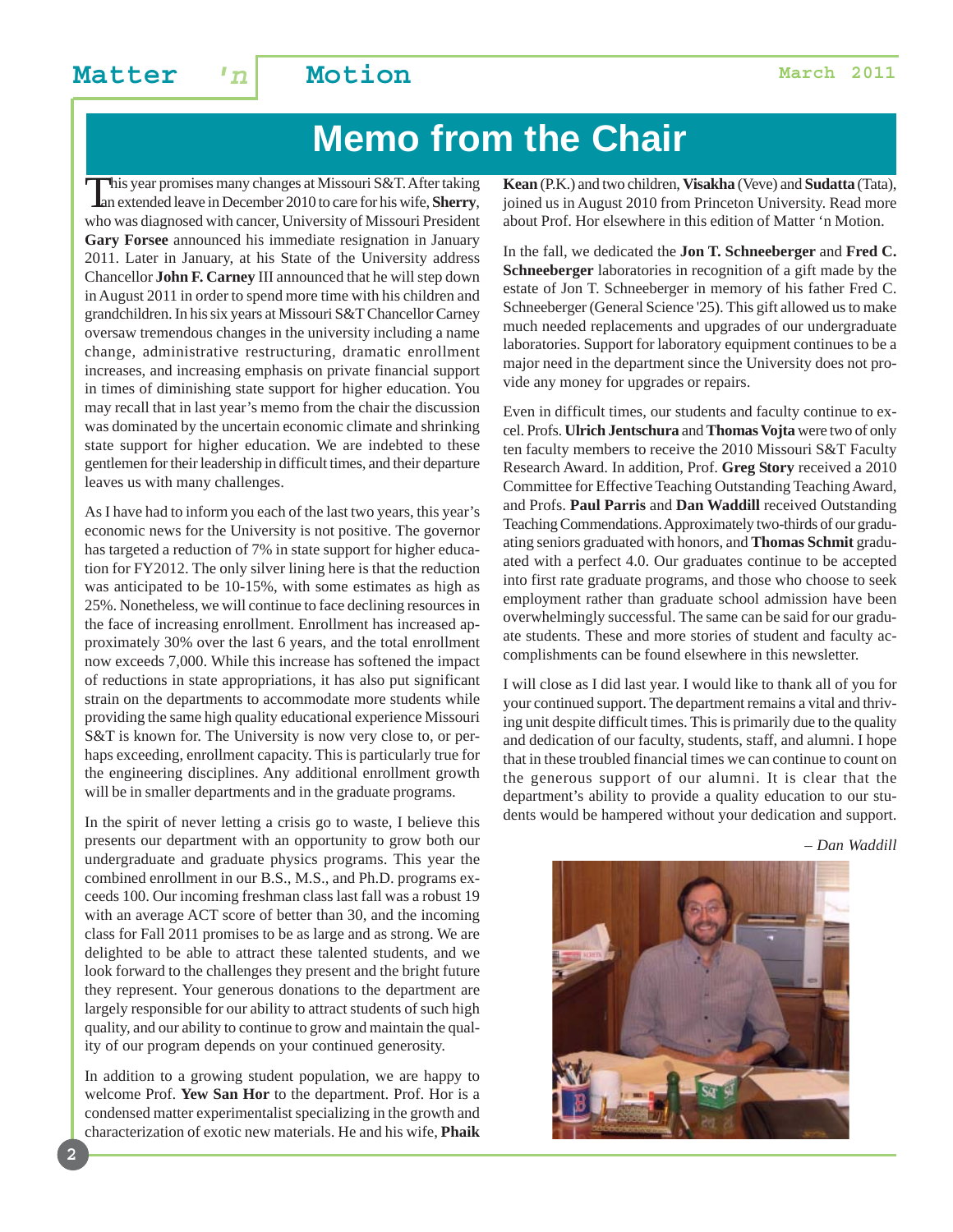# Memo from the Chair

This year promises many changes at Missouri S&T. After taking an extended leave in December 2010 to care for his wife, **Sherry**, who was diagnosed with cancer, University of Missouri President **Gary Forsee** announced his immediate resignation in January 2011. Later in January, at his State of the University address Chancellor **John F. Carney** III announced that he will step down in August 2011 in order to spend more time with his children and grandchildren. In his six years at Missouri S&T Chancellor Carney oversaw tremendous changes in the university including a name change, administrative restructuring, dramatic enrollment increases, and increasing emphasis on private financial support in times of diminishing state support for higher education. You may recall that in last year's memo from the chair the discussion was dominated by the uncertain economic climate and shrinking state support for higher education. We are indebted to these gentlemen for their leadership in difficult times, and their departure leaves us with many challenges.

As I have had to inform you each of the last two years, this year's economic news for the University is not positive. The governor has targeted a reduction of 7% in state support for higher education for FY2012. The only silver lining here is that the reduction was anticipated to be 10-15%, with some estimates as high as 25%. Nonetheless, we will continue to face declining resources in the face of increasing enrollment. Enrollment has increased approximately 30% over the last 6 years, and the total enrollment now exceeds 7,000. While this increase has softened the impact of reductions in state appropriations, it has also put significant strain on the departments to accommodate more students while providing the same high quality educational experience Missouri S&T is known for. The University is now very close to, or perhaps exceeding, enrollment capacity. This is particularly true for the engineering disciplines. Any additional enrollment growth will be in smaller departments and in the graduate programs.

In the spirit of never letting a crisis go to waste, I believe this presents our department with an opportunity to grow both our undergraduate and graduate physics programs. This year the combined enrollment in our B.S., M.S., and Ph.D. programs exceeds 100. Our incoming freshman class last fall was a robust 19 with an average ACT score of better than 30, and the incoming class for Fall 2011 promises to be as large and as strong. We are delighted to be able to attract these talented students, and we look forward to the challenges they present and the bright future they represent. Your generous donations to the department are largely responsible for our ability to attract students of such high quality, and our ability to continue to grow and maintain the quality of our program depends on your continued generosity.

In addition to a growing student population, we are happy to welcome Prof. **Yew San Hor** to the department. Prof. Hor is a condensed matter experimentalist specializing in the growth and characterization of exotic new materials. He and his wife, **Phaik Kean** (P.K.) and two children, **Visakha** (Veve) and **Sudatta** (Tata), joined us in August 2010 from Princeton University. Read more about Prof. Hor elsewhere in this edition of Matter 'n Motion.

In the fall, we dedicated the **Jon T. Schneeberger** and **Fred C. Schneeberger** laboratories in recognition of a gift made by the estate of Jon T. Schneeberger in memory of his father Fred C. Schneeberger (General Science '25). This gift allowed us to make much needed replacements and upgrades of our undergraduate laboratories. Support for laboratory equipment continues to be a major need in the department since the University does not provide any money for upgrades or repairs.

Even in difficult times, our students and faculty continue to excel. Profs. **Ulrich Jentschura** and **Thomas Vojta** were two of only ten faculty members to receive the 2010 Missouri S&T Faculty Research Award. In addition, Prof. **Greg Story** received a 2010 Committee for Effective Teaching Outstanding Teaching Award, and Profs. **Paul Parris** and **Dan Waddill** received Outstanding Teaching Commendations. Approximately two-thirds of our graduating seniors graduated with honors, and **Thomas Schmit** graduated with a perfect 4.0. Our graduates continue to be accepted into first rate graduate programs, and those who choose to seek employment rather than graduate school admission have been overwhelmingly successful. The same can be said for our graduate students. These and more stories of student and faculty accomplishments can be found elsewhere in this newsletter.

I will close as I did last year. I would like to thank all of you for your continued support. The department remains a vital and thriving unit despite difficult times. This is primarily due to the quality and dedication of our faculty, students, staff, and alumni. I hope that in these troubled financial times we can continue to count on the generous support of our alumni. It is clear that the department's ability to provide a quality education to our students would be hampered without your dedication and support.

*– Dan Waddill*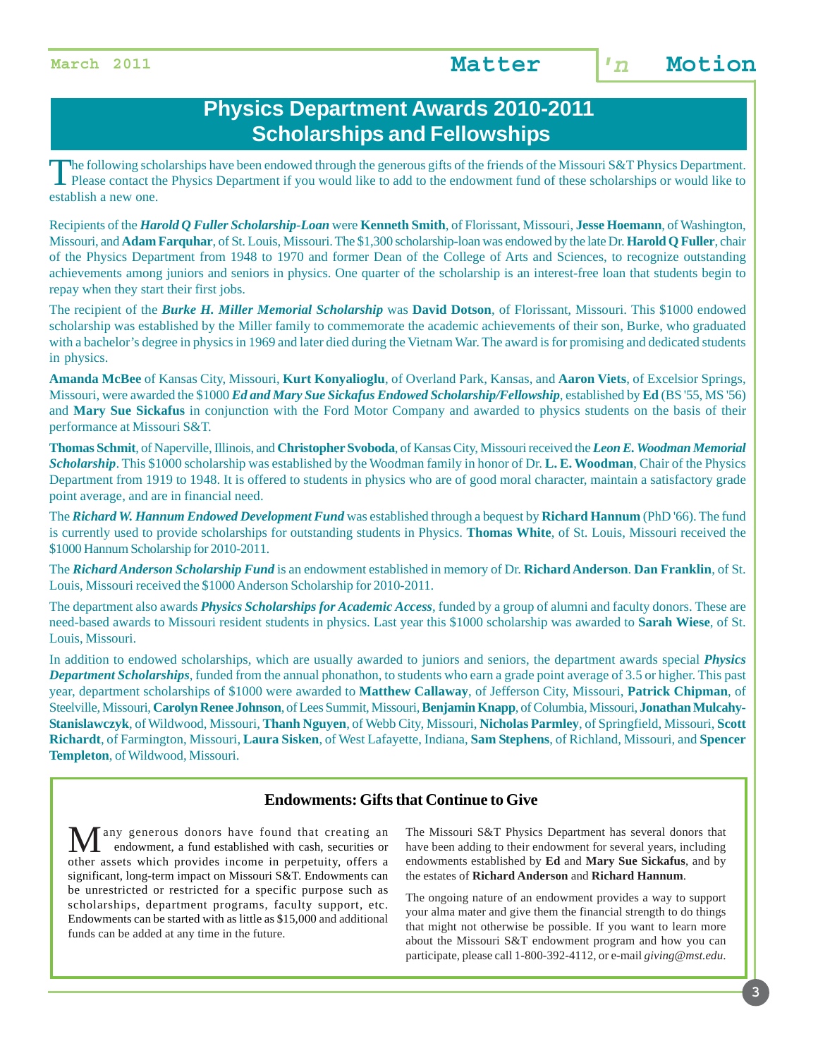# Physics Department Awards 2010-2011
# Scholarships and Fellowships

The following scholarships have been endowed through the generous gifts of the friends of the Missouri S&T Physics Department. Please contact the Physics Department if you would like to add to the endowment fund of these scholarships or would like to establish a new one.

Recipients of the ***Harold Q Fuller Scholarship-Loan*** were **Kenneth Smith**, of Florissant, Missouri, **Jesse Hoemann**, of Washington, Missouri, and **Adam Farquhar**, of St. Louis, Missouri. The $1,300 scholarship-loan was endowed by the late Dr. **Harold Q Fuller**, chair of the Physics Department from 1948 to 1970 and former Dean of the College of Arts and Sciences, to recognize outstanding achievements among juniors and seniors in physics. One quarter of the scholarship is an interest-free loan that students begin to repay when they start their first jobs.

The recipient of the ***Burke H. Miller Memorial Scholarship*** was **David Dotson**, of Florissant, Missouri. This $1000 endowed scholarship was established by the Miller family to commemorate the academic achievements of their son, Burke, who graduated with a bachelor's degree in physics in 1969 and later died during the Vietnam War. The award is for promising and dedicated students in physics.

**Amanda McBee** of Kansas City, Missouri, **Kurt Konyalioglu**, of Overland Park, Kansas, and **Aaron Viets**, of Excelsior Springs, Missouri, were awarded the $1000 ***Ed and Mary Sue Sickafus Endowed Scholarship/Fellowship***, established by **Ed** (BS '55, MS '56) and **Mary Sue Sickafus** in conjunction with the Ford Motor Company and awarded to physics students on the basis of their performance at Missouri S&T.

**Thomas Schmit**, of Naperville, Illinois, and **Christopher Svoboda**, of Kansas City, Missouri received the ***Leon E. Woodman Memorial Scholarship***. This $1000 scholarship was established by the Woodman family in honor of Dr. **L. E. Woodman**, Chair of the Physics Department from 1919 to 1948. It is offered to students in physics who are of good moral character, maintain a satisfactory grade point average, and are in financial need.

The ***Richard W. Hannum Endowed Development Fund*** was established through a bequest by **Richard Hannum** (PhD '66). The fund is currently used to provide scholarships for outstanding students in Physics. **Thomas White**, of St. Louis, Missouri received the $1000 Hannum Scholarship for 2010-2011.

The ***Richard Anderson Scholarship Fund*** is an endowment established in memory of Dr. **Richard Anderson**. **Dan Franklin**, of St. Louis, Missouri received the $1000 Anderson Scholarship for 2010-2011.

The department also awards ***Physics Scholarships for Academic Access***, funded by a group of alumni and faculty donors. These are need-based awards to Missouri resident students in physics. Last year this $1000 scholarship was awarded to **Sarah Wiese**, of St. Louis, Missouri.

In addition to endowed scholarships, which are usually awarded to juniors and seniors, the department awards special ***Physics Department Scholarships***, funded from the annual phonathon, to students who earn a grade point average of 3.5 or higher. This past year, department scholarships of $1000 were awarded to **Matthew Callaway**, of Jefferson City, Missouri, **Patrick Chipman**, of Steelville, Missouri, **Carolyn Renee Johnson**, of Lees Summit, Missouri, **Benjamin Knapp**, of Columbia, Missouri, **Jonathan Mulcahy-Stanislawczyk**, of Wildwood, Missouri, **Thanh Nguyen**, of Webb City, Missouri, **Nicholas Parmley**, of Springfield, Missouri, **Scott Richardt**, of Farmington, Missouri, **Laura Sisken**, of West Lafayette, Indiana, **Sam Stephens**, of Richland, Missouri, and **Spencer Templeton**, of Wildwood, Missouri.

## Endowments: Gifts that Continue to Give

Many generous donors have found that creating an endowment, a fund established with cash, securities or other assets which provides income in perpetuity, offers a significant, long-term impact on Missouri S&T. Endowments can be unrestricted or restricted for a specific purpose such as scholarships, department programs, faculty support, etc. Endowments can be started with as little as $15,000 and additional funds can be added at any time in the future.

The Missouri S&T Physics Department has several donors that have been adding to their endowment for several years, including endowments established by **Ed** and **Mary Sue Sickafus**, and by the estates of **Richard Anderson** and **Richard Hannum**.

The ongoing nature of an endowment provides a way to support your alma mater and give them the financial strength to do things that might not otherwise be possible. If you want to learn more about the Missouri S&T endowment program and how you can participate, please call 1-800-392-4112, or e-mail *giving@mst.edu*.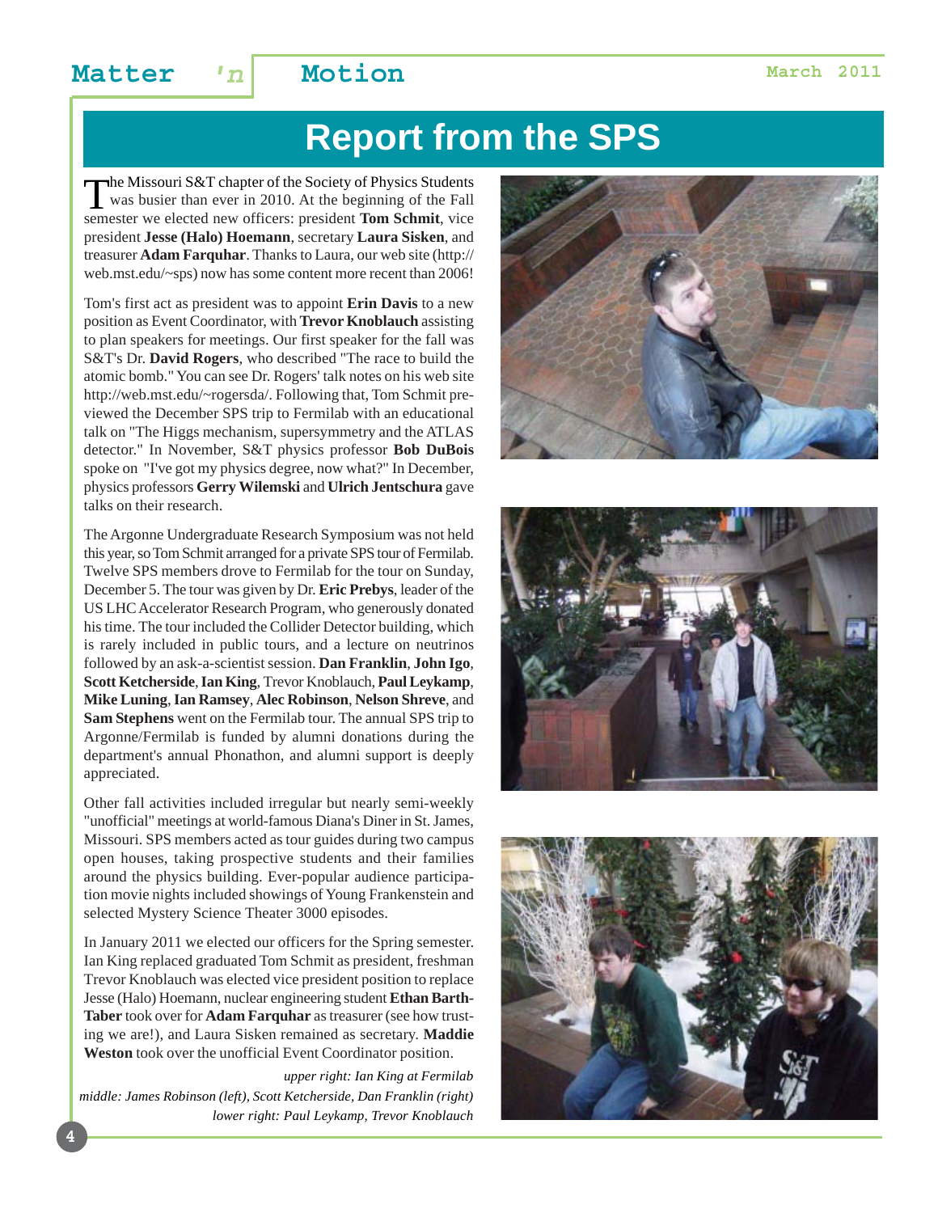# Report from the SPS

The Missouri S&T chapter of the Society of Physics Students was busier than ever in 2010. At the beginning of the Fall semester we elected new officers: president **Tom Schmit**, vice president **Jesse (Halo) Hoemann**, secretary **Laura Sisken**, and treasurer **Adam Farquhar**. Thanks to Laura, our web site (http://web.mst.edu/~sps) now has some content more recent than 2006!

Tom's first act as president was to appoint **Erin Davis** to a new position as Event Coordinator, with **Trevor Knoblauch** assisting to plan speakers for meetings. Our first speaker for the fall was S&T's Dr. **David Rogers**, who described "The race to build the atomic bomb." You can see Dr. Rogers' talk notes on his web site http://web.mst.edu/~rogersda/. Following that, Tom Schmit previewed the December SPS trip to Fermilab with an educational talk on "The Higgs mechanism, supersymmetry and the ATLAS detector." In November, S&T physics professor **Bob DuBois** spoke on "I've got my physics degree, now what?" In December, physics professors **Gerry Wilemski** and **Ulrich Jentschura** gave talks on their research.

The Argonne Undergraduate Research Symposium was not held this year, so Tom Schmit arranged for a private SPS tour of Fermilab. Twelve SPS members drove to Fermilab for the tour on Sunday, December 5. The tour was given by Dr. **Eric Prebys**, leader of the US LHC Accelerator Research Program, who generously donated his time. The tour included the Collider Detector building, which is rarely included in public tours, and a lecture on neutrinos followed by an ask-a-scientist session. **Dan Franklin**, **John Igo**, **Scott Ketcherside**, **Ian King**, Trevor Knoblauch, **Paul Leykamp**, **Mike Luning**, **Ian Ramsey**, **Alec Robinson**, **Nelson Shreve**, and **Sam Stephens** went on the Fermilab tour. The annual SPS trip to Argonne/Fermilab is funded by alumni donations during the department's annual Phonathon, and alumni support is deeply appreciated.

Other fall activities included irregular but nearly semi-weekly "unofficial" meetings at world-famous Diana's Diner in St. James, Missouri. SPS members acted as tour guides during two campus open houses, taking prospective students and their families around the physics building. Ever-popular audience participation movie nights included showings of Young Frankenstein and selected Mystery Science Theater 3000 episodes.

In January 2011 we elected our officers for the Spring semester. Ian King replaced graduated Tom Schmit as president, freshman Trevor Knoblauch was elected vice president position to replace Jesse (Halo) Hoemann, nuclear engineering student **Ethan Barth-Taber** took over for **Adam Farquhar** as treasurer (see how trusting we are!), and Laura Sisken remained as secretary. **Maddie Weston** took over the unofficial Event Coordinator position.

*upper right: Ian King at Fermilab*

*middle: James Robinson (left), Scott Ketcherside, Dan Franklin (right)*

*lower right: Paul Leykamp, Trevor Knoblauch*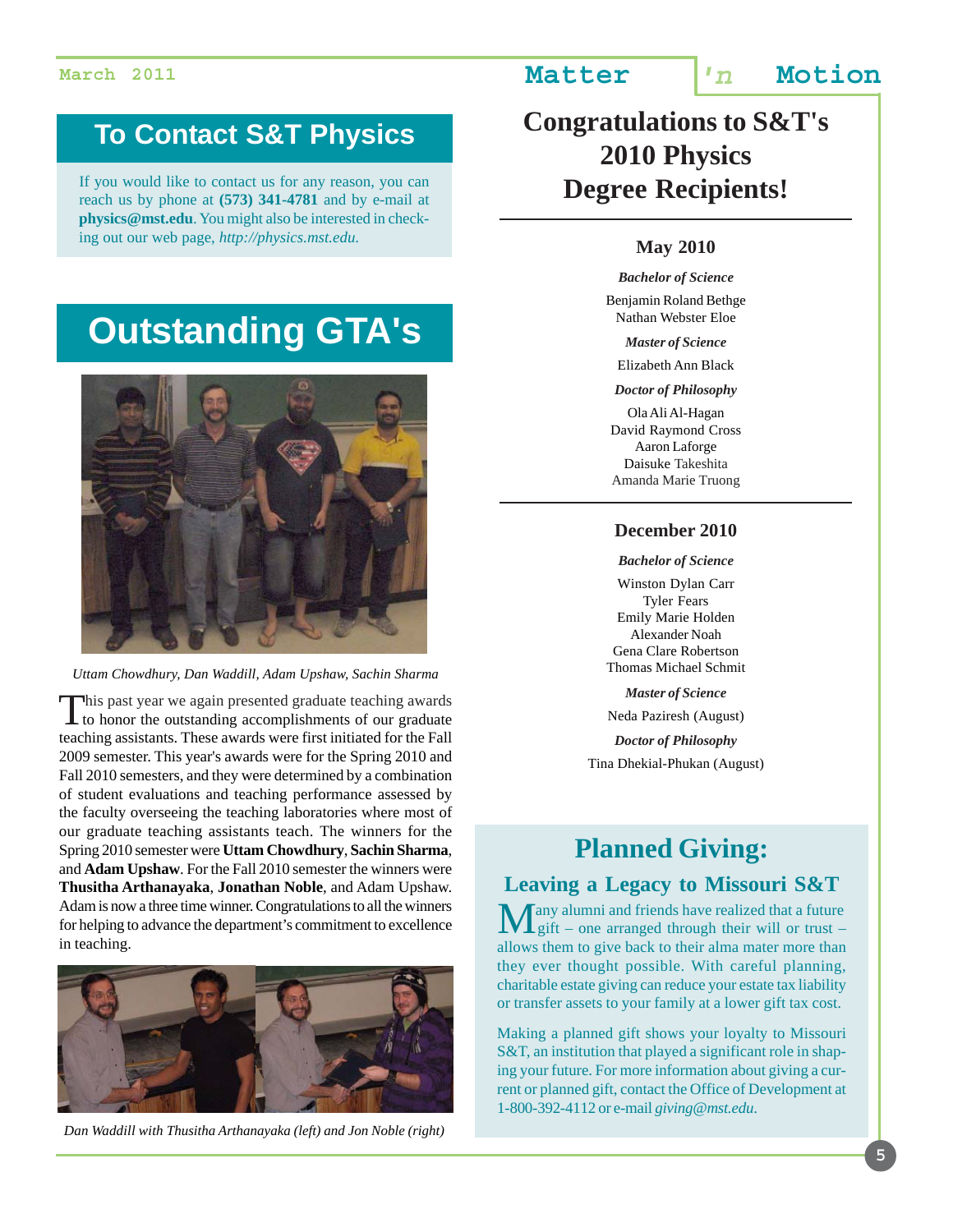## To Contact S&T Physics

If you would like to contact us for any reason, you can reach us by phone at **(573) 341-4781** and by e-mail at **physics@mst.edu**. You might also be interested in checking out our web page, *http://physics.mst.edu*.

## Outstanding GTA's

*Uttam Chowdhury, Dan Waddill, Adam Upshaw, Sachin Sharma*

This past year we again presented graduate teaching awards to honor the outstanding accomplishments of our graduate teaching assistants. These awards were first initiated for the Fall 2009 semester. This year's awards were for the Spring 2010 and Fall 2010 semesters, and they were determined by a combination of student evaluations and teaching performance assessed by the faculty overseeing the teaching laboratories where most of our graduate teaching assistants teach. The winners for the Spring 2010 semester were **Uttam Chowdhury**, **Sachin Sharma**, and **Adam Upshaw**. For the Fall 2010 semester the winners were **Thusitha Arthanayaka**, **Jonathan Noble**, and Adam Upshaw. Adam is now a three time winner. Congratulations to all the winners for helping to advance the department's commitment to excellence in teaching.

*Dan Waddill with Thusitha Arthanayaka (left) and Jon Noble (right)*

## Congratulations to S&T's 2010 Physics Degree Recipients!

### May 2010

***Bachelor of Science***

Benjamin Roland Bethge
Nathan Webster Eloe

***Master of Science***

Elizabeth Ann Black

***Doctor of Philosophy***

Ola Ali Al-Hagan
David Raymond Cross
Aaron Laforge
Daisuke Takeshita
Amanda Marie Truong

### December 2010

***Bachelor of Science***

Winston Dylan Carr
Tyler Fears
Emily Marie Holden
Alexander Noah
Gena Clare Robertson
Thomas Michael Schmit

***Master of Science***

Neda Paziresh (August)

***Doctor of Philosophy***

Tina Dhekial-Phukan (August)

## Planned Giving:

### Leaving a Legacy to Missouri S&T

Many alumni and friends have realized that a future gift – one arranged through their will or trust – allows them to give back to their alma mater more than they ever thought possible. With careful planning, charitable estate giving can reduce your estate tax liability or transfer assets to your family at a lower gift tax cost.

Making a planned gift shows your loyalty to Missouri S&T, an institution that played a significant role in shaping your future. For more information about giving a current or planned gift, contact the Office of Development at 1-800-392-4112 or e-mail *giving@mst.edu*.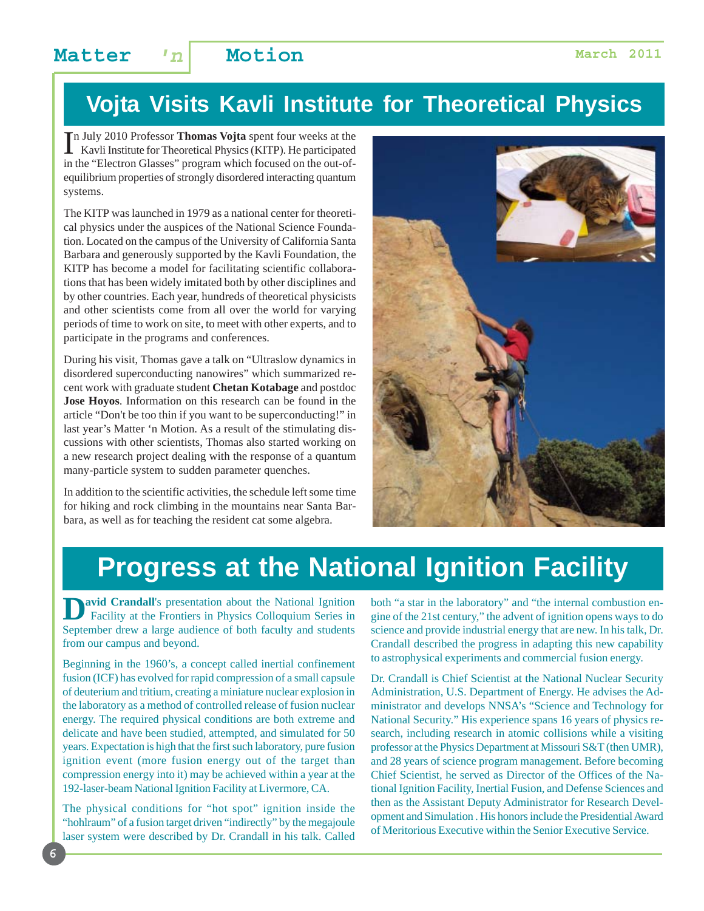# Vojta Visits Kavli Institute for Theoretical Physics

In July 2010 Professor **Thomas Vojta** spent four weeks at the Kavli Institute for Theoretical Physics (KITP). He participated in the "Electron Glasses" program which focused on the out-of-equilibrium properties of strongly disordered interacting quantum systems.

The KITP was launched in 1979 as a national center for theoretical physics under the auspices of the National Science Foundation. Located on the campus of the University of California Santa Barbara and generously supported by the Kavli Foundation, the KITP has become a model for facilitating scientific collaborations that has been widely imitated both by other disciplines and by other countries. Each year, hundreds of theoretical physicists and other scientists come from all over the world for varying periods of time to work on site, to meet with other experts, and to participate in the programs and conferences.

During his visit, Thomas gave a talk on "Ultraslow dynamics in disordered superconducting nanowires" which summarized recent work with graduate student **Chetan Kotabage** and postdoc **Jose Hoyos**. Information on this research can be found in the article "Don't be too thin if you want to be superconducting!" in last year's Matter 'n Motion. As a result of the stimulating discussions with other scientists, Thomas also started working on a new research project dealing with the response of a quantum many-particle system to sudden parameter quenches.

In addition to the scientific activities, the schedule left some time for hiking and rock climbing in the mountains near Santa Barbara, as well as for teaching the resident cat some algebra.

# Progress at the National Ignition Facility

**David Crandall**'s presentation about the National Ignition Facility at the Frontiers in Physics Colloquium Series in September drew a large audience of both faculty and students from our campus and beyond.

Beginning in the 1960's, a concept called inertial confinement fusion (ICF) has evolved for rapid compression of a small capsule of deuterium and tritium, creating a miniature nuclear explosion in the laboratory as a method of controlled release of fusion nuclear energy. The required physical conditions are both extreme and delicate and have been studied, attempted, and simulated for 50 years. Expectation is high that the first such laboratory, pure fusion ignition event (more fusion energy out of the target than compression energy into it) may be achieved within a year at the 192-laser-beam National Ignition Facility at Livermore, CA.

The physical conditions for "hot spot" ignition inside the "hohlraum" of a fusion target driven "indirectly" by the megajoule laser system were described by Dr. Crandall in his talk. Called both "a star in the laboratory" and "the internal combustion engine of the 21st century," the advent of ignition opens ways to do science and provide industrial energy that are new. In his talk, Dr. Crandall described the progress in adapting this new capability to astrophysical experiments and commercial fusion energy.

Dr. Crandall is Chief Scientist at the National Nuclear Security Administration, U.S. Department of Energy. He advises the Administrator and develops NNSA's "Science and Technology for National Security." His experience spans 16 years of physics research, including research in atomic collisions while a visiting professor at the Physics Department at Missouri S&T (then UMR), and 28 years of science program management. Before becoming Chief Scientist, he served as Director of the Offices of the National Ignition Facility, Inertial Fusion, and Defense Sciences and then as the Assistant Deputy Administrator for Research Development and Simulation . His honors include the Presidential Award of Meritorious Executive within the Senior Executive Service.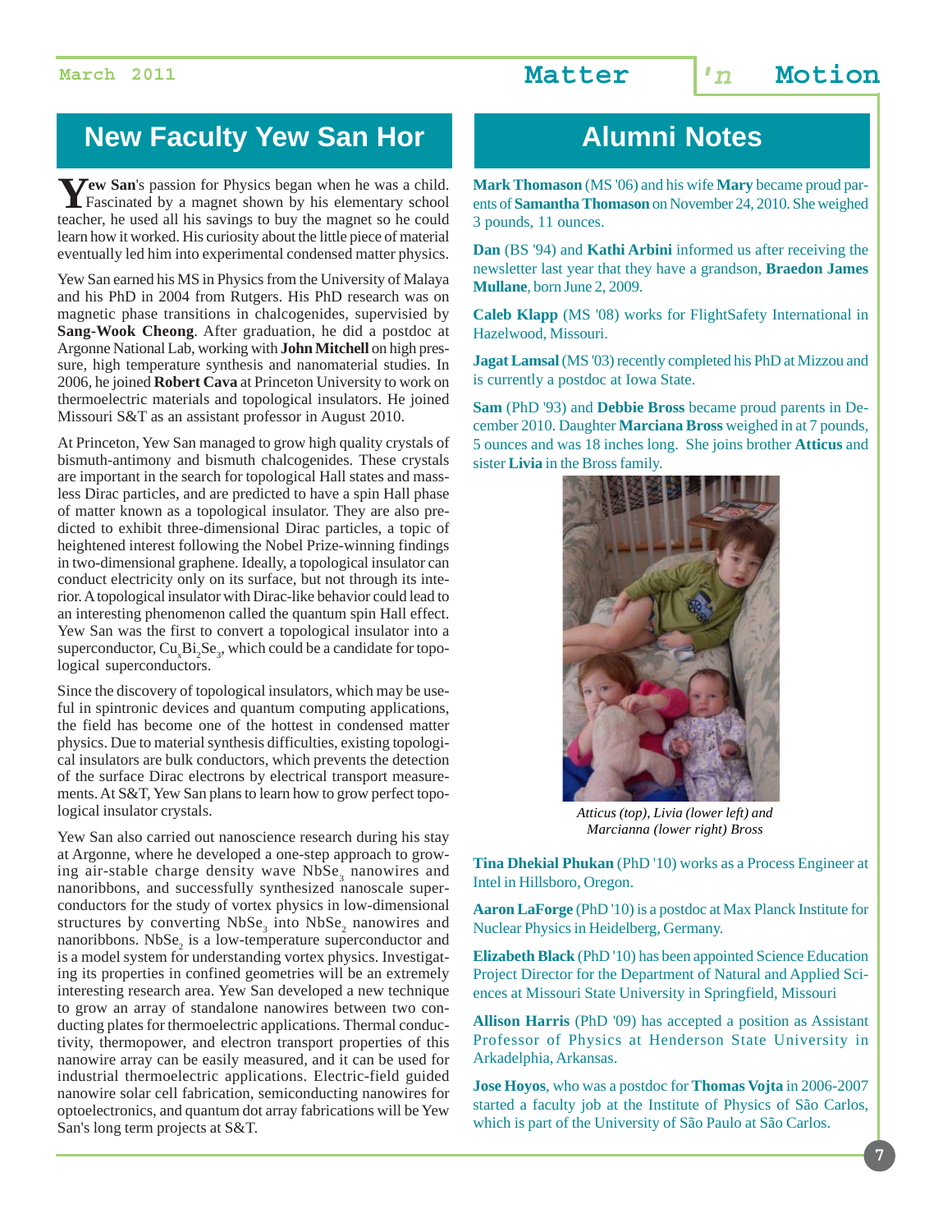## New Faculty Yew San Hor

**Yew San**'s passion for Physics began when he was a child. Fascinated by a magnet shown by his elementary school teacher, he used all his savings to buy the magnet so he could learn how it worked. His curiosity about the little piece of material eventually led him into experimental condensed matter physics.

Yew San earned his MS in Physics from the University of Malaya and his PhD in 2004 from Rutgers. His PhD research was on magnetic phase transitions in chalcogenides, supervised by **Sang-Wook Cheong**. After graduation, he did a postdoc at Argonne National Lab, working with **John Mitchell** on high pressure, high temperature synthesis and nanomaterial studies. In 2006, he joined **Robert Cava** at Princeton University to work on thermoelectric materials and topological insulators. He joined Missouri S&T as an assistant professor in August 2010.

At Princeton, Yew San managed to grow high quality crystals of bismuth-antimony and bismuth chalcogenides. These crystals are important in the search for topological Hall states and massless Dirac particles, and are predicted to have a spin Hall phase of matter known as a topological insulator. They are also predicted to exhibit three-dimensional Dirac particles, a topic of heightened interest following the Nobel Prize-winning findings in two-dimensional graphene. Ideally, a topological insulator can conduct electricity only on its surface, but not through its interior. A topological insulator with Dirac-like behavior could lead to an interesting phenomenon called the quantum spin Hall effect. Yew San was the first to convert a topological insulator into a superconductor, $Cu_xBi_2Se_3$, which could be a candidate for topological superconductors.

Since the discovery of topological insulators, which may be useful in spintronic devices and quantum computing applications, the field has become one of the hottest in condensed matter physics. Due to material synthesis difficulties, existing topological insulators are bulk conductors, which prevents the detection of the surface Dirac electrons by electrical transport measurements. At S&T, Yew San plans to learn how to grow perfect topological insulator crystals.

Yew San also carried out nanoscience research during his stay at Argonne, where he developed a one-step approach to growing air-stable charge density wave $NbSe_3$ nanowires and nanoribbons, and successfully synthesized nanoscale superconductors for the study of vortex physics in low-dimensional structures by converting $NbSe_3$ into $NbSe_2$ nanowires and nanoribbons. $NbSe_2$ is a low-temperature superconductor and is a model system for understanding vortex physics. Investigating its properties in confined geometries will be an extremely interesting research area. Yew San developed a new technique to grow an array of standalone nanowires between two conducting plates for thermoelectric applications. Thermal conductivity, thermopower, and electron transport properties of this nanowire array can be easily measured, and it can be used for industrial thermoelectric applications. Electric-field guided nanowire solar cell fabrication, semiconducting nanowires for optoelectronics, and quantum dot array fabrications will be Yew San's long term projects at S&T.

## Alumni Notes

**Mark Thomason** (MS '06) and his wife **Mary** became proud parents of **Samantha Thomason** on November 24, 2010. She weighed 3 pounds, 11 ounces.

**Dan** (BS '94) and **Kathi Arbini** informed us after receiving the newsletter last year that they have a grandson, **Braedon James Mullane**, born June 2, 2009.

**Caleb Klapp** (MS '08) works for FlightSafety International in Hazelwood, Missouri.

**Jagat Lamsal** (MS '03) recently completed his PhD at Mizzou and is currently a postdoc at Iowa State.

**Sam** (PhD '93) and **Debbie Bross** became proud parents in December 2010. Daughter **Marciana Bross** weighed in at 7 pounds, 5 ounces and was 18 inches long. She joins brother **Atticus** and sister **Livia** in the Bross family.

*Atticus (top), Livia (lower left) and Marcianna (lower right) Bross*

**Tina Dhekial Phukan** (PhD '10) works as a Process Engineer at Intel in Hillsboro, Oregon.

**Aaron LaForge** (PhD '10) is a postdoc at Max Planck Institute for Nuclear Physics in Heidelberg, Germany.

**Elizabeth Black** (PhD '10) has been appointed Science Education Project Director for the Department of Natural and Applied Sciences at Missouri State University in Springfield, Missouri

**Allison Harris** (PhD '09) has accepted a position as Assistant Professor of Physics at Henderson State University in Arkadelphia, Arkansas.

**Jose Hoyos**, who was a postdoc for **Thomas Vojta** in 2006-2007 started a faculty job at the Institute of Physics of São Carlos, which is part of the University of São Paulo at São Carlos.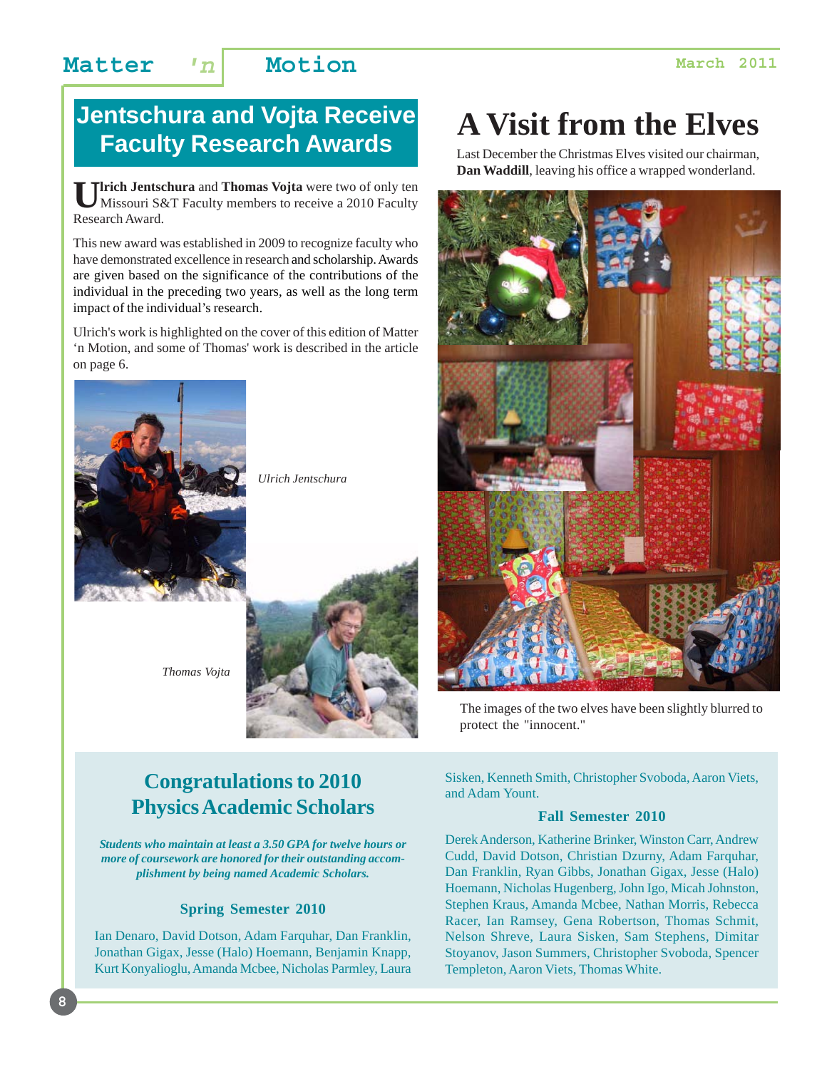## Jentschura and Vojta Receive Faculty Research Awards

**Ulrich Jentschura** and **Thomas Vojta** were two of only ten Missouri S&T Faculty members to receive a 2010 Faculty Research Award.

This new award was established in 2009 to recognize faculty who have demonstrated excellence in research and scholarship. Awards are given based on the significance of the contributions of the individual in the preceding two years, as well as the long term impact of the individual's research.

Ulrich's work is highlighted on the cover of this edition of Matter 'n Motion, and some of Thomas' work is described in the article on page 6.

*Ulrich Jentschura*

*Thomas Vojta*

## A Visit from the Elves

Last December the Christmas Elves visited our chairman, **Dan Waddill**, leaving his office a wrapped wonderland.

The images of the two elves have been slightly blurred to protect the "innocent."

## Congratulations to 2010 Physics Academic Scholars

***Students who maintain at least a 3.50 GPA for twelve hours or more of coursework are honored for their outstanding accomplishment by being named Academic Scholars.***

### Spring Semester 2010

Ian Denaro, David Dotson, Adam Farquhar, Dan Franklin, Jonathan Gigax, Jesse (Halo) Hoemann, Benjamin Knapp, Kurt Konyalioglu, Amanda Mcbee, Nicholas Parmley, Laura Sisken, Kenneth Smith, Christopher Svoboda, Aaron Viets, and Adam Yount.

### Fall Semester 2010

Derek Anderson, Katherine Brinker, Winston Carr, Andrew Cudd, David Dotson, Christian Dzurny, Adam Farquhar, Dan Franklin, Ryan Gibbs, Jonathan Gigax, Jesse (Halo) Hoemann, Nicholas Hugenberg, John Igo, Micah Johnston, Stephen Kraus, Amanda Mcbee, Nathan Morris, Rebecca Racer, Ian Ramsey, Gena Robertson, Thomas Schmit, Nelson Shreve, Laura Sisken, Sam Stephens, Dimitar Stoyanov, Jason Summers, Christopher Svoboda, Spencer Templeton, Aaron Viets, Thomas White.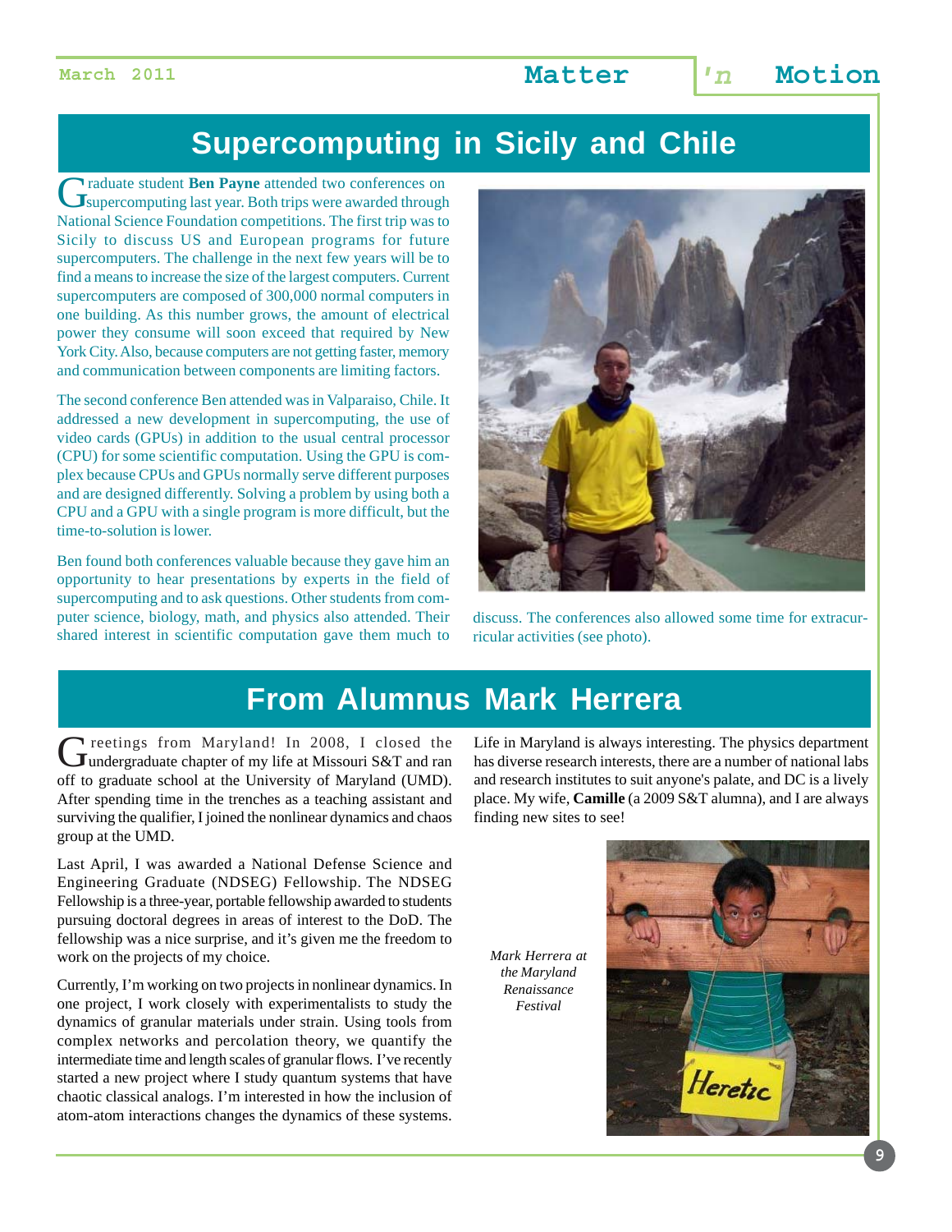# Supercomputing in Sicily and Chile

Graduate student **Ben Payne** attended two conferences on supercomputing last year. Both trips were awarded through National Science Foundation competitions. The first trip was to Sicily to discuss US and European programs for future supercomputers. The challenge in the next few years will be to find a means to increase the size of the largest computers. Current supercomputers are composed of 300,000 normal computers in one building. As this number grows, the amount of electrical power they consume will soon exceed that required by New York City. Also, because computers are not getting faster, memory and communication between components are limiting factors.

The second conference Ben attended was in Valparaiso, Chile. It addressed a new development in supercomputing, the use of video cards (GPUs) in addition to the usual central processor (CPU) for some scientific computation. Using the GPU is complex because CPUs and GPUs normally serve different purposes and are designed differently. Solving a problem by using both a CPU and a GPU with a single program is more difficult, but the time-to-solution is lower.

Ben found both conferences valuable because they gave him an opportunity to hear presentations by experts in the field of supercomputing and to ask questions. Other students from computer science, biology, math, and physics also attended. Their shared interest in scientific computation gave them much to discuss. The conferences also allowed some time for extracurricular activities (see photo).

# From Alumnus Mark Herrera

Greetings from Maryland! In 2008, I closed the undergraduate chapter of my life at Missouri S&T and ran off to graduate school at the University of Maryland (UMD). After spending time in the trenches as a teaching assistant and surviving the qualifier, I joined the nonlinear dynamics and chaos group at the UMD.

Last April, I was awarded a National Defense Science and Engineering Graduate (NDSEG) Fellowship. The NDSEG Fellowship is a three-year, portable fellowship awarded to students pursuing doctoral degrees in areas of interest to the DoD. The fellowship was a nice surprise, and it's given me the freedom to work on the projects of my choice.

Currently, I'm working on two projects in nonlinear dynamics. In one project, I work closely with experimentalists to study the dynamics of granular materials under strain. Using tools from complex networks and percolation theory, we quantify the intermediate time and length scales of granular flows. I've recently started a new project where I study quantum systems that have chaotic classical analogs. I'm interested in how the inclusion of atom-atom interactions changes the dynamics of these systems.

Life in Maryland is always interesting. The physics department has diverse research interests, there are a number of national labs and research institutes to suit anyone's palate, and DC is a lively place. My wife, **Camille** (a 2009 S&T alumna), and I are always finding new sites to see!

*Mark Herrera at the Maryland Renaissance Festival*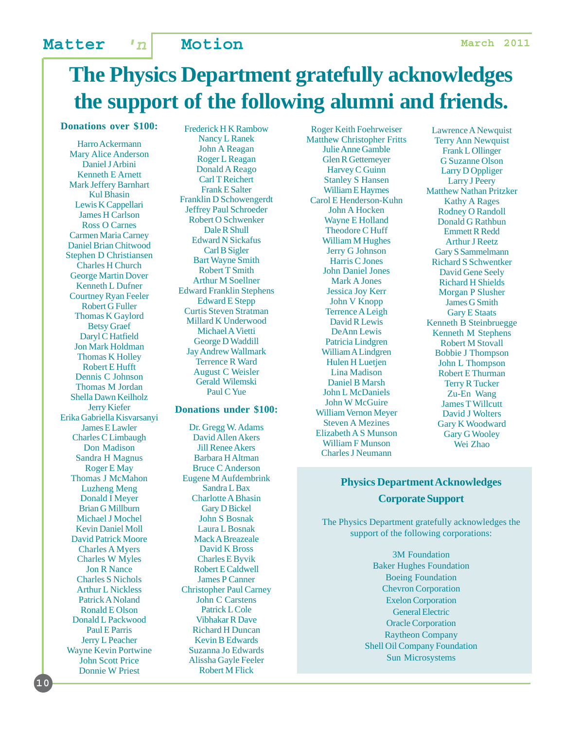# The Physics Department gratefully acknowledges the support of the following alumni and friends.

### Donations over $100:

Harro Ackermann
Mary Alice Anderson
Daniel J Arbini
Kenneth E Arnett
Mark Jeffery Barnhart
Kul Bhasin
Lewis K Cappellari
James H Carlson
Ross O Carnes
Carmen Maria Carney
Daniel Brian Chitwood
Stephen D Christiansen
Charles H Church
George Martin Dover
Kenneth L Dufner
Courtney Ryan Feeler
Robert G Fuller
Thomas K Gaylord
Betsy Graef
Daryl C Hatfield
Jon Mark Holdman
Thomas K Holley
Robert E Hufft
Dennis C Johnson
Thomas M Jordan
Shella Dawn Keilholz
Jerry Kiefer
Erika Gabriella Kisvarsanyi
James E Lawler
Charles C Limbaugh
Don Madison
Sandra H Magnus
Roger E May
Thomas J McMahon
Luzheng Meng
Donald I Meyer
Brian G Millburn
Michael J Mochel
Kevin Daniel Moll
David Patrick Moore
Charles A Myers
Charles W Myles
Jon R Nance
Charles S Nichols
Arthur L Nickless
Patrick A Noland
Ronald E Olson
Donald L Packwood
Paul E Parris
Jerry L Peacher
Wayne Kevin Portwine
John Scott Price
Donnie W Priest
Frederick H K Rambow
Nancy L Ranek
John A Reagan
Roger L Reagan
Donald A Reago
Carl T Reichert
Frank E Salter
Franklin D Schowengerdt
Jeffrey Paul Schroeder
Robert O Schwenker
Dale R Shull
Edward N Sickafus
Carl B Sigler
Bart Wayne Smith
Robert T Smith
Arthur M Soellner
Edward Franklin Stephens
Edward E Stepp
Curtis Steven Stratman
Millard K Underwood
Michael A Vietti
George D Waddill
Jay Andrew Wallmark
Terrence R Ward
August C Weisler
Gerald Wilemski
Paul C Yue

### Donations under $100:

Dr. Gregg W. Adams
David Allen Akers
Jill Renee Akers
Barbara H Altman
Bruce C Anderson
Eugene M Aufdembrink
Sandra L Bax
Charlotte A Bhasin
Gary D Bickel
John S Bosnak
Laura L Bosnak
Mack A Breazeale
David K Bross
Charles E Byvik
Robert E Caldwell
James P Canner
Christopher Paul Carney
John C Carstens
Patrick L Cole
Vibhakar R Dave
Richard H Duncan
Kevin B Edwards
Suzanna Jo Edwards
Alissha Gayle Feeler
Robert M Flick
Roger Keith Foehrweiser
Matthew Christopher Fritts
Julie Anne Gamble
Glen R Gettemeyer
Harvey C Guinn
Stanley S Hansen
William E Haymes
Carol E Henderson-Kuhn
John A Hocken
Wayne E Holland
Theodore C Huff
William M Hughes
Jerry G Johnson
Harris C Jones
John Daniel Jones
Mark A Jones
Jessica Joy Kerr
John V Knopp
Terrence A Leigh
David R Lewis
DeAnn Lewis
Patricia Lindgren
William A Lindgren
Hulen H Luetjen
Lina Madison
Daniel B Marsh
John L McDaniels
John W McGuire
William Vernon Meyer
Steven A Mezines
Elizabeth A S Munson
William F Munson
Charles J Neumann
Lawrence A Newquist
Terry Ann Newquist
Frank L Ollinger
G Suzanne Olson
Larry D Oppliger
Larry J Peery
Matthew Nathan Pritzker
Kathy A Rages
Rodney O Randoll
Donald G Rathbun
Emmett R Redd
Arthur J Reetz
Gary S Sammelmann
Richard S Schwentker
David Gene Seely
Richard H Shields
Morgan P Slusher
James G Smith
Gary E Staats
Kenneth B Steinbruegge
Kenneth M Stephens
Robert M Stovall
Bobbie J Thompson
John L Thompson
Robert E Thurman
Terry R Tucker
Zu-En Wang
James T Willcutt
David J Wolters
Gary K Woodward
Gary G Wooley
Wei Zhao

### Physics Department Acknowledges Corporate Support

The Physics Department gratefully acknowledges the support of the following corporations:

3M Foundation
Baker Hughes Foundation
Boeing Foundation
Chevron Corporation
Exelon Corporation
General Electric
Oracle Corporation
Raytheon Company
Shell Oil Company Foundation
Sun Microsystems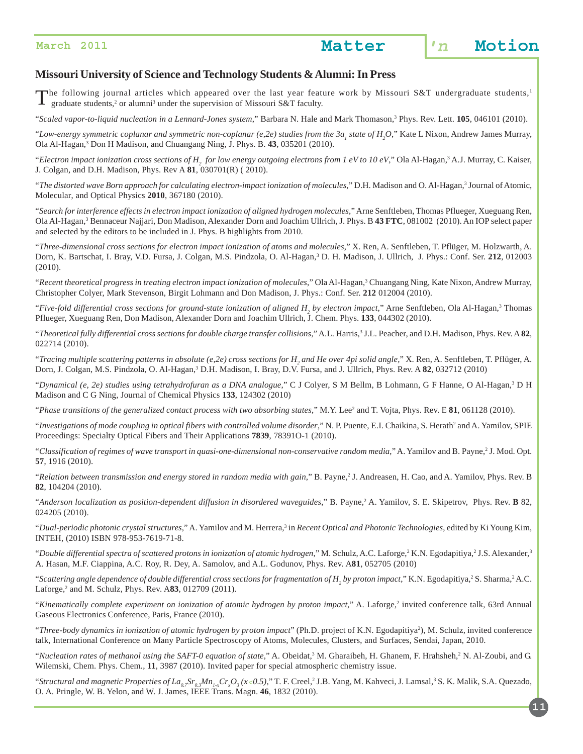## Missouri University of Science and Technology Students & Alumni: In Press

The following journal articles which appeared over the last year feature work by Missouri S&T undergraduate students,[1] graduate students,[2] or alumni[3] under the supervision of Missouri S&T faculty.

"*Scaled vapor-to-liquid nucleation in a Lennard-Jones system*," Barbara N. Hale and Mark Thomason,[3] Phys. Rev. Lett. **105**, 046101 (2010).

"*Low-energy symmetric coplanar and symmetric non-coplanar (e,2e) studies from the $3a_1$ state of $H_2O$*," Kate L Nixon, Andrew James Murray, Ola Al-Hagan,[3] Don H Madison, and Chuangang Ning, J. Phys. B. **43**, 035201 (2010).

"*Electron impact ionization cross sections of $H_2$ for low energy outgoing electrons from 1 eV to 10 eV*," Ola Al-Hagan,[3] A.J. Murray, C. Kaiser, J. Colgan, and D.H. Madison, Phys. Rev A **81**, 030701(R) ( 2010).

"*The distorted wave Born approach for calculating electron-impact ionization of molecules*," D.H. Madison and O. Al-Hagan,[3] Journal of Atomic, Molecular, and Optical Physics **2010**, 367180 (2010).

"*Search for interference effects in electron impact ionization of aligned hydrogen molecules*," Arne Senftleben, Thomas Pflueger, Xueguang Ren, Ola Al-Hagan,[3] Bennaceur Najjari, Don Madison, Alexander Dorn and Joachim Ullrich, J. Phys. B **43 FTC**, 081002 (2010). An IOP select paper and selected by the editors to be included in J. Phys. B highlights from 2010.

"*Three-dimensional cross sections for electron impact ionization of atoms and molecules*," X. Ren, A. Senftleben, T. Pflüger, M. Holzwarth, A. Dorn, K. Bartschat, I. Bray, V.D. Fursa, J. Colgan, M.S. Pindzola, O. Al-Hagan,[3] D. H. Madison, J. Ullrich, J. Phys.: Conf. Ser. **212**, 012003 (2010).

"*Recent theoretical progress in treating electron impact ionization of molecules*," Ola Al-Hagan,[3] Chuangang Ning, Kate Nixon, Andrew Murray, Christopher Colyer, Mark Stevenson, Birgit Lohmann and Don Madison, J. Phys.: Conf. Ser. **212** 012004 (2010).

"*Five-fold differential cross sections for ground-state ionization of aligned $H_2$ by electron impact*," Arne Senftleben, Ola Al-Hagan,[3] Thomas Pflueger, Xueguang Ren, Don Madison, Alexander Dorn and Joachim Ullrich, J. Chem. Phys. **133**, 044302 (2010).

"*Theoretical fully differential cross sections for double charge transfer collisions*," A.L. Harris,[3] J.L. Peacher, and D.H. Madison, Phys. Rev. A **82**, 022714 (2010).

"*Tracing multiple scattering patterns in absolute (e,2e) cross sections for $H_2$ and He over 4pi solid angle*," X. Ren, A. Senftleben, T. Pflüger, A. Dorn, J. Colgan, M.S. Pindzola, O. Al-Hagan,[3] D.H. Madison, I. Bray, D.V. Fursa, and J. Ullrich, Phys. Rev. A **82**, 032712 (2010)

"*Dynamical (e, 2e) studies using tetrahydrofuran as a DNA analogue*," C J Colyer, S M Bellm, B Lohmann, G F Hanne, O Al-Hagan,[3] D H Madison and C G Ning, Journal of Chemical Physics **133**, 124302 (2010)

"*Phase transitions of the generalized contact process with two absorbing states*," M.Y. Lee[2] and T. Vojta, Phys. Rev. E **81**, 061128 (2010).

"*Investigations of mode coupling in optical fibers with controlled volume disorder*," N. P. Puente, E.I. Chaikina, S. Herath[2] and A. Yamilov, SPIE Proceedings: Specialty Optical Fibers and Their Applications **7839**, 78391O-1 (2010).

"*Classification of regimes of wave transport in quasi-one-dimensional non-conservative random media*," A. Yamilov and B. Payne,[2] J. Mod. Opt. **57**, 1916 (2010).

"*Relation between transmission and energy stored in random media with gain*," B. Payne,[2] J. Andreasen, H. Cao, and A. Yamilov, Phys. Rev. B **82**, 104204 (2010).

"*Anderson localization as position-dependent diffusion in disordered waveguides*," B. Payne,[2] A. Yamilov, S. E. Skipetrov, Phys. Rev. **B** 82, 024205 (2010).

"*Dual-periodic photonic crystal structures*," A. Yamilov and M. Herrera,[3] in *Recent Optical and Photonic Technologies*, edited by Ki Young Kim, INTEH, (2010) ISBN 978-953-7619-71-8.

"*Double differential spectra of scattered protons in ionization of atomic hydrogen*," M. Schulz, A.C. Laforge,[2] K.N. Egodapitiya,[2] J.S. Alexander,[3] A. Hasan, M.F. Ciappina, A.C. Roy, R. Dey, A. Samolov, and A.L. Godunov, Phys. Rev. A**81**, 052705 (2010)

"*Scattering angle dependence of double differential cross sections for fragmentation of $H_2$ by proton impact*," K.N. Egodapitiya,[2] S. Sharma,[2] A.C. Laforge,[2] and M. Schulz, Phys. Rev. A**83**, 012709 (2011).

"*Kinematically complete experiment on ionization of atomic hydrogen by proton impact*," A. Laforge,[2] invited conference talk, 63rd Annual Gaseous Electronics Conference, Paris, France (2010).

"*Three-body dynamics in ionization of atomic hydrogen by proton impact*" (Ph.D. project of K.N. Egodapitiya[2]), M. Schulz, invited conference talk, International Conference on Many Particle Spectroscopy of Atoms, Molecules, Clusters, and Surfaces, Sendai, Japan, 2010.

"*Nucleation rates of methanol using the SAFT-0 equation of state*," A. Obeidat,[3] M. Gharaibeh, H. Ghanem, F. Hrahsheh,[2] N. Al-Zoubi, and G. Wilemski, Chem. Phys. Chem., **11**, 3987 (2010). Invited paper for special atmospheric chemistry issue.

"*Structural and magnetic Properties of $La_{0.7}Sr_{0.3}Mn_{1-x}Cr_xO_3$ ($x<0.5$)*," T. F. Creel,[2] J.B. Yang, M. Kahveci, J. Lamsal,[3] S. K. Malik, S.A. Quezado, O. A. Pringle, W. B. Yelon, and W. J. James, IEEE Trans. Magn. **46**, 1832 (2010).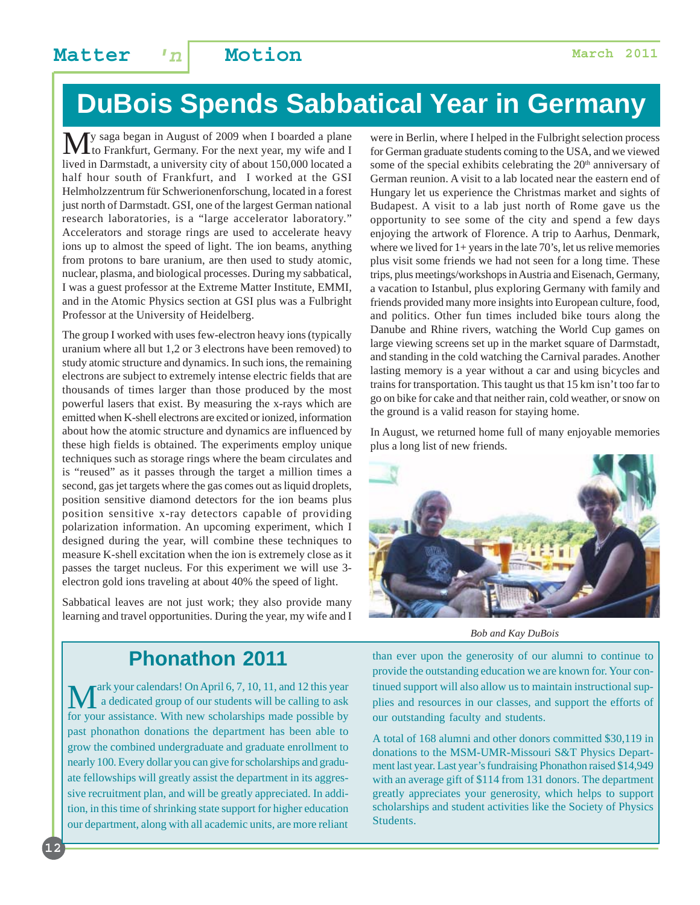# DuBois Spends Sabbatical Year in Germany

My saga began in August of 2009 when I boarded a plane to Frankfurt, Germany. For the next year, my wife and I lived in Darmstadt, a university city of about 150,000 located a half hour south of Frankfurt, and I worked at the GSI Helmholzzentrum für Schwerionenforschung, located in a forest just north of Darmstadt. GSI, one of the largest German national research laboratories, is a "large accelerator laboratory." Accelerators and storage rings are used to accelerate heavy ions up to almost the speed of light. The ion beams, anything from protons to bare uranium, are then used to study atomic, nuclear, plasma, and biological processes. During my sabbatical, I was a guest professor at the Extreme Matter Institute, EMMI, and in the Atomic Physics section at GSI plus was a Fulbright Professor at the University of Heidelberg.

The group I worked with uses few-electron heavy ions (typically uranium where all but 1,2 or 3 electrons have been removed) to study atomic structure and dynamics. In such ions, the remaining electrons are subject to extremely intense electric fields that are thousands of times larger than those produced by the most powerful lasers that exist. By measuring the x-rays which are emitted when K-shell electrons are excited or ionized, information about how the atomic structure and dynamics are influenced by these high fields is obtained. The experiments employ unique techniques such as storage rings where the beam circulates and is "reused" as it passes through the target a million times a second, gas jet targets where the gas comes out as liquid droplets, position sensitive diamond detectors for the ion beams plus position sensitive x-ray detectors capable of providing polarization information. An upcoming experiment, which I designed during the year, will combine these techniques to measure K-shell excitation when the ion is extremely close as it passes the target nucleus. For this experiment we will use 3-electron gold ions traveling at about 40% the speed of light.

Sabbatical leaves are not just work; they also provide many learning and travel opportunities. During the year, my wife and I were in Berlin, where I helped in the Fulbright selection process for German graduate students coming to the USA, and we viewed some of the special exhibits celebrating the 20th anniversary of German reunion. A visit to a lab located near the eastern end of Hungary let us experience the Christmas market and sights of Budapest. A visit to a lab just north of Rome gave us the opportunity to see some of the city and spend a few days enjoying the artwork of Florence. A trip to Aarhus, Denmark, where we lived for 1+ years in the late 70's, let us relive memories plus visit some friends we had not seen for a long time. These trips, plus meetings/workshops in Austria and Eisenach, Germany, a vacation to Istanbul, plus exploring Germany with family and friends provided many more insights into European culture, food, and politics. Other fun times included bike tours along the Danube and Rhine rivers, watching the World Cup games on large viewing screens set up in the market square of Darmstadt, and standing in the cold watching the Carnival parades. Another lasting memory is a year without a car and using bicycles and trains for transportation. This taught us that 15 km isn't too far to go on bike for cake and that neither rain, cold weather, or snow on the ground is a valid reason for staying home.

In August, we returned home full of many enjoyable memories plus a long list of new friends.

*Bob and Kay DuBois*

## Phonathon 2011

Mark your calendars! On April 6, 7, 10, 11, and 12 this year a dedicated group of our students will be calling to ask for your assistance. With new scholarships made possible by past phonathon donations the department has been able to grow the combined undergraduate and graduate enrollment to nearly 100. Every dollar you can give for scholarships and graduate fellowships will greatly assist the department in its aggressive recruitment plan, and will be greatly appreciated. In addition, in this time of shrinking state support for higher education our department, along with all academic units, are more reliant than ever upon the generosity of our alumni to continue to provide the outstanding education we are known for. Your continued support will also allow us to maintain instructional supplies and resources in our classes, and support the efforts of our outstanding faculty and students.

A total of 168 alumni and other donors committed $30,119 in donations to the MSM-UMR-Missouri S&T Physics Department last year. Last year's fundraising Phonathon raised $14,949 with an average gift of $114 from 131 donors. The department greatly appreciates your generosity, which helps to support scholarships and student activities like the Society of Physics Students.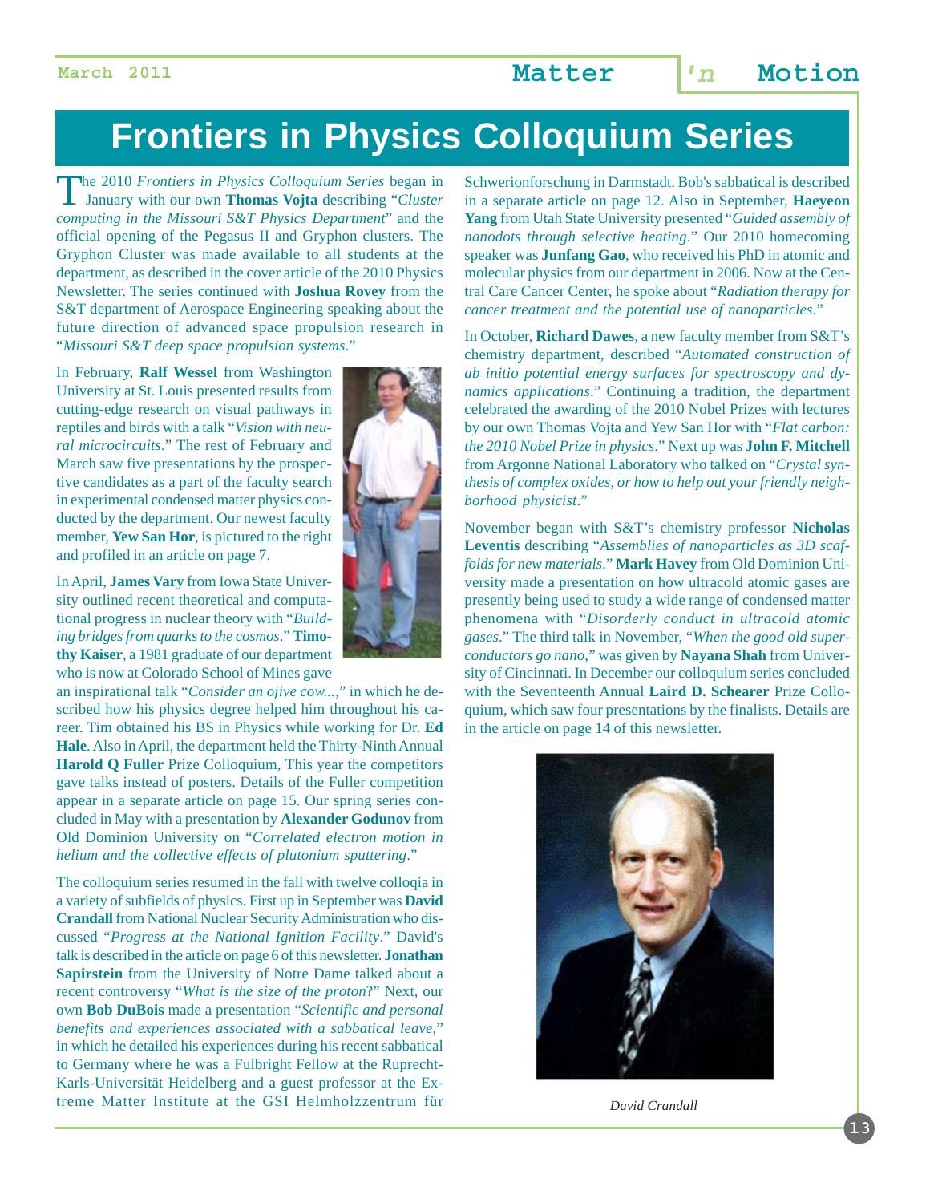# Frontiers in Physics Colloquium Series

The 2010 *Frontiers in Physics Colloquium Series* began in January with our own **Thomas Vojta** describing "*Cluster computing in the Missouri S&T Physics Department*" and the official opening of the Pegasus II and Gryphon clusters. The Gryphon Cluster was made available to all students at the department, as described in the cover article of the 2010 Physics Newsletter. The series continued with **Joshua Rovey** from the S&T department of Aerospace Engineering speaking about the future direction of advanced space propulsion research in "*Missouri S&T deep space propulsion systems*."

In February, **Ralf Wessel** from Washington University at St. Louis presented results from cutting-edge research on visual pathways in reptiles and birds with a talk "*Vision with neural microcircuits*." The rest of February and March saw five presentations by the prospective candidates as a part of the faculty search in experimental condensed matter physics conducted by the department. Our newest faculty member, **Yew San Hor**, is pictured to the right and profiled in an article on page 7.

In April, **James Vary** from Iowa State University outlined recent theoretical and computational progress in nuclear theory with "*Building bridges from quarks to the cosmos*." **Timothy Kaiser**, a 1981 graduate of our department who is now at Colorado School of Mines gave an inspirational talk "*Consider an ojive cow...*," in which he described how his physics degree helped him throughout his career. Tim obtained his BS in Physics while working for Dr. **Ed Hale**. Also in April, the department held the Thirty-Ninth Annual **Harold Q Fuller** Prize Colloquium, This year the competitors gave talks instead of posters. Details of the Fuller competition appear in a separate article on page 15. Our spring series concluded in May with a presentation by **Alexander Godunov** from Old Dominion University on "*Correlated electron motion in helium and the collective effects of plutonium sputtering*."

The colloquium series resumed in the fall with twelve colloqia in a variety of subfields of physics. First up in September was **David Crandall** from National Nuclear Security Administration who discussed "*Progress at the National Ignition Facility*." David's talk is described in the article on page 6 of this newsletter. **Jonathan Sapirstein** from the University of Notre Dame talked about a recent controversy "*What is the size of the proton*?" Next, our own **Bob DuBois** made a presentation "*Scientific and personal benefits and experiences associated with a sabbatical leave*," in which he detailed his experiences during his recent sabbatical to Germany where he was a Fulbright Fellow at the Ruprecht-Karls-Universität Heidelberg and a guest professor at the Extreme Matter Institute at the GSI Helmholzzentrum für Schwerionforschung in Darmstadt. Bob's sabbatical is described in a separate article on page 12. Also in September, **Haeyeon Yang** from Utah State University presented "*Guided assembly of nanodots through selective heating*." Our 2010 homecoming speaker was **Junfang Gao**, who received his PhD in atomic and molecular physics from our department in 2006. Now at the Central Care Cancer Center, he spoke about "*Radiation therapy for cancer treatment and the potential use of nanoparticles*."

In October, **Richard Dawes**, a new faculty member from S&T's chemistry department, described "*Automated construction of ab initio potential energy surfaces for spectroscopy and dynamics applications*." Continuing a tradition, the department celebrated the awarding of the 2010 Nobel Prizes with lectures by our own Thomas Vojta and Yew San Hor with "*Flat carbon: the 2010 Nobel Prize in physics*." Next up was **John F. Mitchell** from Argonne National Laboratory who talked on "*Crystal synthesis of complex oxides, or how to help out your friendly neighborhood physicist*."

November began with S&T's chemistry professor **Nicholas Leventis** describing "*Assemblies of nanoparticles as 3D scaffolds for new materials*." **Mark Havey** from Old Dominion University made a presentation on how ultracold atomic gases are presently being used to study a wide range of condensed matter phenomena with "*Disorderly conduct in ultracold atomic gases*." The third talk in November, "*When the good old superconductors go nano*," was given by **Nayana Shah** from University of Cincinnati. In December our colloquium series concluded with the Seventeenth Annual **Laird D. Schearer** Prize Colloquium, which saw four presentations by the finalists. Details are in the article on page 14 of this newsletter.

*David Crandall*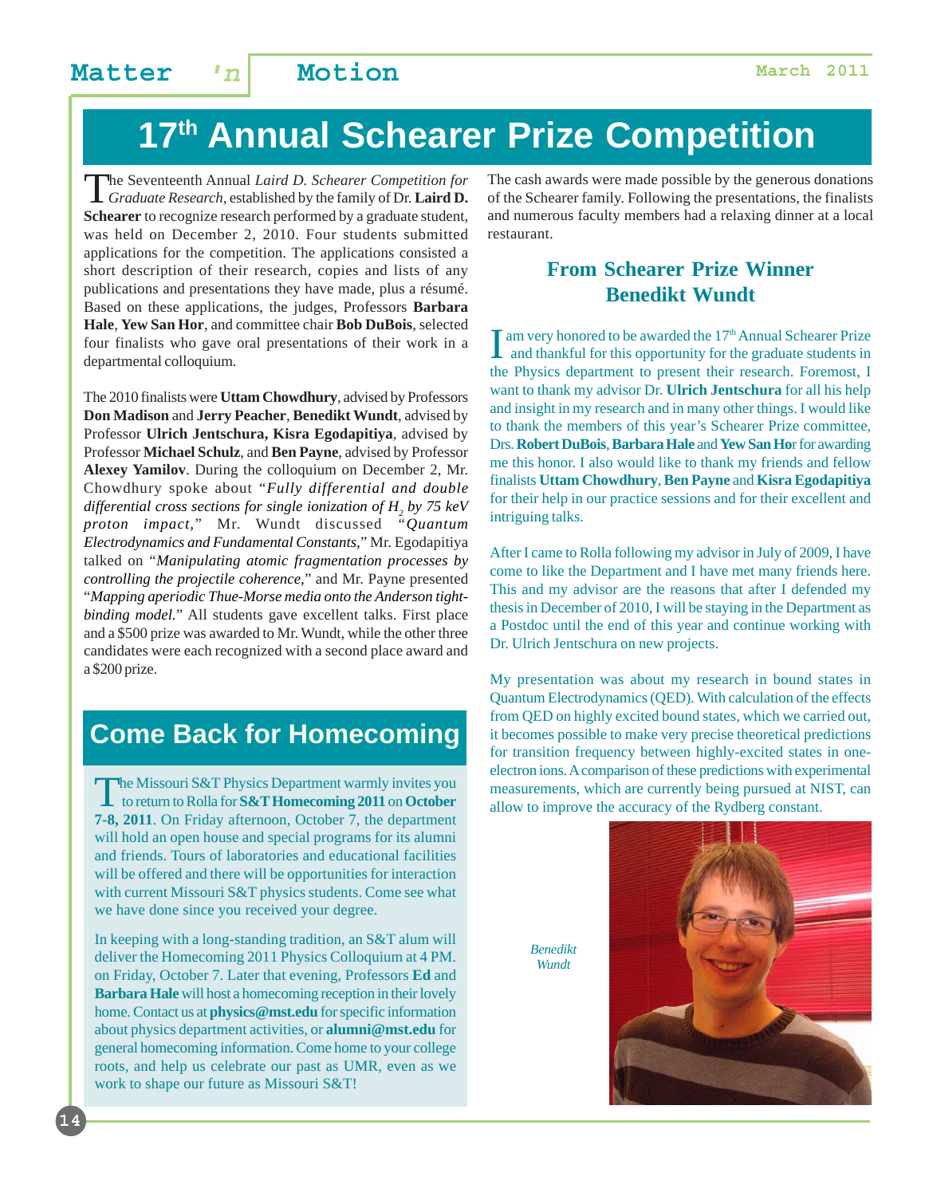# 17th Annual Schearer Prize Competition

The Seventeenth Annual *Laird D. Schearer Competition for Graduate Research*, established by the family of Dr. **Laird D. Schearer** to recognize research performed by a graduate student, was held on December 2, 2010. Four students submitted applications for the competition. The applications consisted a short description of their research, copies and lists of any publications and presentations they have made, plus a résumé. Based on these applications, the judges, Professors **Barbara Hale**, **Yew San Hor**, and committee chair **Bob DuBois**, selected four finalists who gave oral presentations of their work in a departmental colloquium.

The 2010 finalists were **Uttam Chowdhury**, advised by Professors **Don Madison** and **Jerry Peacher**, **Benedikt Wundt**, advised by Professor **Ulrich Jentschura, Kisra Egodapitiya**, advised by Professor **Michael Schulz**, and **Ben Payne**, advised by Professor **Alexey Yamilov**. During the colloquium on December 2, Mr. Chowdhury spoke about "*Fully differential and double differential cross sections for single ionization of $H_2$ by 75 keV proton impact*," Mr. Wundt discussed "*Quantum Electrodynamics and Fundamental Constants*," Mr. Egodapitiya talked on "*Manipulating atomic fragmentation processes by controlling the projectile coherence*," and Mr. Payne presented "*Mapping aperiodic Thue-Morse media onto the Anderson tight-binding model*." All students gave excellent talks. First place and a $500 prize was awarded to Mr. Wundt, while the other three candidates were each recognized with a second place award and a $200 prize.

The cash awards were made possible by the generous donations of the Schearer family. Following the presentations, the finalists and numerous faculty members had a relaxing dinner at a local restaurant.

### From Schearer Prize Winner Benedikt Wundt

I am very honored to be awarded the 17th Annual Schearer Prize and thankful for this opportunity for the graduate students in the Physics department to present their research. Foremost, I want to thank my advisor Dr. **Ulrich Jentschura** for all his help and insight in my research and in many other things. I would like to thank the members of this year's Schearer Prize committee, Drs. **Robert DuBois**, **Barbara Hale** and **Yew San Hor** for awarding me this honor. I also would like to thank my friends and fellow finalists **Uttam Chowdhury**, **Ben Payne** and **Kisra Egodapitiya** for their help in our practice sessions and for their excellent and intriguing talks.

After I came to Rolla following my advisor in July of 2009, I have come to like the Department and I have met many friends here. This and my advisor are the reasons that after I defended my thesis in December of 2010, I will be staying in the Department as a Postdoc until the end of this year and continue working with Dr. Ulrich Jentschura on new projects.

My presentation was about my research in bound states in Quantum Electrodynamics (QED). With calculation of the effects from QED on highly excited bound states, which we carried out, it becomes possible to make very precise theoretical predictions for transition frequency between highly-excited states in one-electron ions. A comparison of these predictions with experimental measurements, which are currently being pursued at NIST, can allow to improve the accuracy of the Rydberg constant.

*Benedikt Wundt*

## Come Back for Homecoming

The Missouri S&T Physics Department warmly invites you to return to Rolla for **S&T Homecoming 2011** on **October 7-8, 2011**. On Friday afternoon, October 7, the department will hold an open house and special programs for its alumni and friends. Tours of laboratories and educational facilities will be offered and there will be opportunities for interaction with current Missouri S&T physics students. Come see what we have done since you received your degree.

In keeping with a long-standing tradition, an S&T alum will deliver the Homecoming 2011 Physics Colloquium at 4 PM. on Friday, October 7. Later that evening, Professors **Ed** and **Barbara Hale** will host a homecoming reception in their lovely home. Contact us at **physics@mst.edu** for specific information about physics department activities, or **alumni@mst.edu** for general homecoming information. Come home to your college roots, and help us celebrate our past as UMR, even as we work to shape our future as Missouri S&T!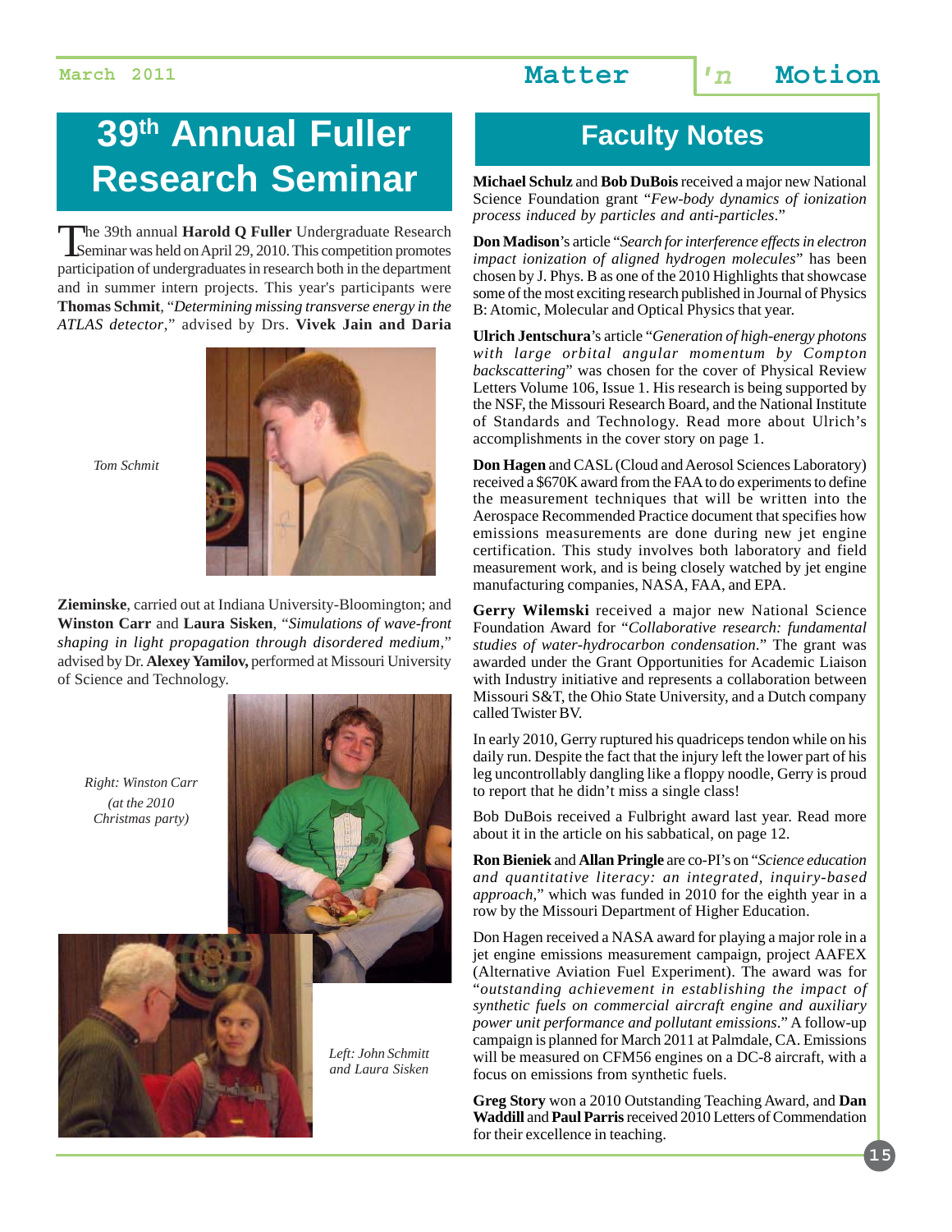# 39th Annual Fuller Research Seminar

The 39th annual **Harold Q Fuller** Undergraduate Research Seminar was held on April 29, 2010. This competition promotes participation of undergraduates in research both in the department and in summer intern projects. This year's participants were **Thomas Schmit**, "*Determining missing transverse energy in the ATLAS detector*," advised by Drs. **Vivek Jain and Daria Zieminske**, carried out at Indiana University-Bloomington; and **Winston Carr** and **Laura Sisken**, "*Simulations of wave-front shaping in light propagation through disordered medium*," advised by Dr. **Alexey Yamilov,** performed at Missouri University of Science and Technology.

*Tom Schmit*

*Right: Winston Carr (at the 2010 Christmas party)*

*Left: John Schmitt and Laura Sisken*

# Faculty Notes

**Michael Schulz** and **Bob DuBois** received a major new National Science Foundation grant "*Few-body dynamics of ionization process induced by particles and anti-particles*."

**Don Madison**'s article "*Search for interference effects in electron impact ionization of aligned hydrogen molecules*" has been chosen by J. Phys. B as one of the 2010 Highlights that showcase some of the most exciting research published in Journal of Physics B: Atomic, Molecular and Optical Physics that year.

**Ulrich Jentschura**'s article "*Generation of high-energy photons with large orbital angular momentum by Compton backscattering*" was chosen for the cover of Physical Review Letters Volume 106, Issue 1. His research is being supported by the NSF, the Missouri Research Board, and the National Institute of Standards and Technology. Read more about Ulrich's accomplishments in the cover story on page 1.

**Don Hagen** and CASL (Cloud and Aerosol Sciences Laboratory) received a $670K award from the FAA to do experiments to define the measurement techniques that will be written into the Aerospace Recommended Practice document that specifies how emissions measurements are done during new jet engine certification. This study involves both laboratory and field measurement work, and is being closely watched by jet engine manufacturing companies, NASA, FAA, and EPA.

**Gerry Wilemski** received a major new National Science Foundation Award for "*Collaborative research: fundamental studies of water-hydrocarbon condensation*." The grant was awarded under the Grant Opportunities for Academic Liaison with Industry initiative and represents a collaboration between Missouri S&T, the Ohio State University, and a Dutch company called Twister BV.

In early 2010, Gerry ruptured his quadriceps tendon while on his daily run. Despite the fact that the injury left the lower part of his leg uncontrollably dangling like a floppy noodle, Gerry is proud to report that he didn't miss a single class!

Bob DuBois received a Fulbright award last year. Read more about it in the article on his sabbatical, on page 12.

**Ron Bieniek** and **Allan Pringle** are co-PI's on "*Science education and quantitative literacy: an integrated, inquiry-based approach*," which was funded in 2010 for the eighth year in a row by the Missouri Department of Higher Education.

Don Hagen received a NASA award for playing a major role in a jet engine emissions measurement campaign, project AAFEX (Alternative Aviation Fuel Experiment). The award was for "*outstanding achievement in establishing the impact of synthetic fuels on commercial aircraft engine and auxiliary power unit performance and pollutant emissions*." A follow-up campaign is planned for March 2011 at Palmdale, CA. Emissions will be measured on CFM56 engines on a DC-8 aircraft, with a focus on emissions from synthetic fuels.

**Greg Story** won a 2010 Outstanding Teaching Award, and **Dan Waddill** and **Paul Parris** received 2010 Letters of Commendation for their excellence in teaching.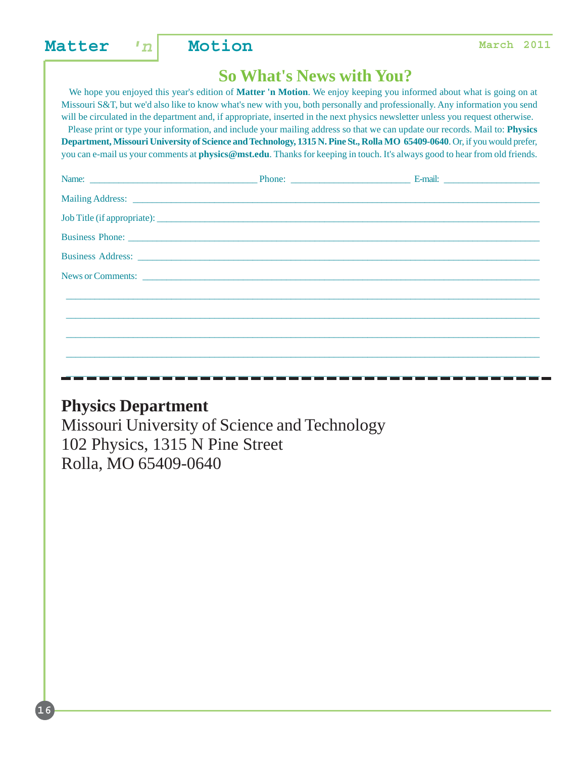# So What's News with You?

We hope you enjoyed this year's edition of **Matter 'n Motion**. We enjoy keeping you informed about what is going on at Missouri S&T, but we'd also like to know what's new with you, both personally and professionally. Any information you send will be circulated in the department and, if appropriate, inserted in the next physics newsletter unless you request otherwise.

Please print or type your information, and include your mailing address so that we can update our records. Mail to: **Physics Department, Missouri University of Science and Technology, 1315 N. Pine St., Rolla MO 65409-0640**. Or, if you would prefer, you can e-mail us your comments at **physics@mst.edu**. Thanks for keeping in touch. It's always good to hear from old friends.

Name: ______________________ Phone: ____________________ E-mail: ____________________

Mailing Address: ________________________________________________________________

Job Title (if appropriate): ________________________________________________________

Business Phone: ________________________________________________________________

Business Address: _______________________________________________________________

News or Comments: ______________________________________________________________

________________________________________________________________________________

________________________________________________________________________________

________________________________________________________________________________

________________________________________________________________________________

- - - - - - - - - - - - - - - - - - - - - - - - - - - - - - - - - - - - - - - - - - - - -

**Physics Department**
Missouri University of Science and Technology
102 Physics, 1315 N Pine Street
Rolla, MO 65409-0640